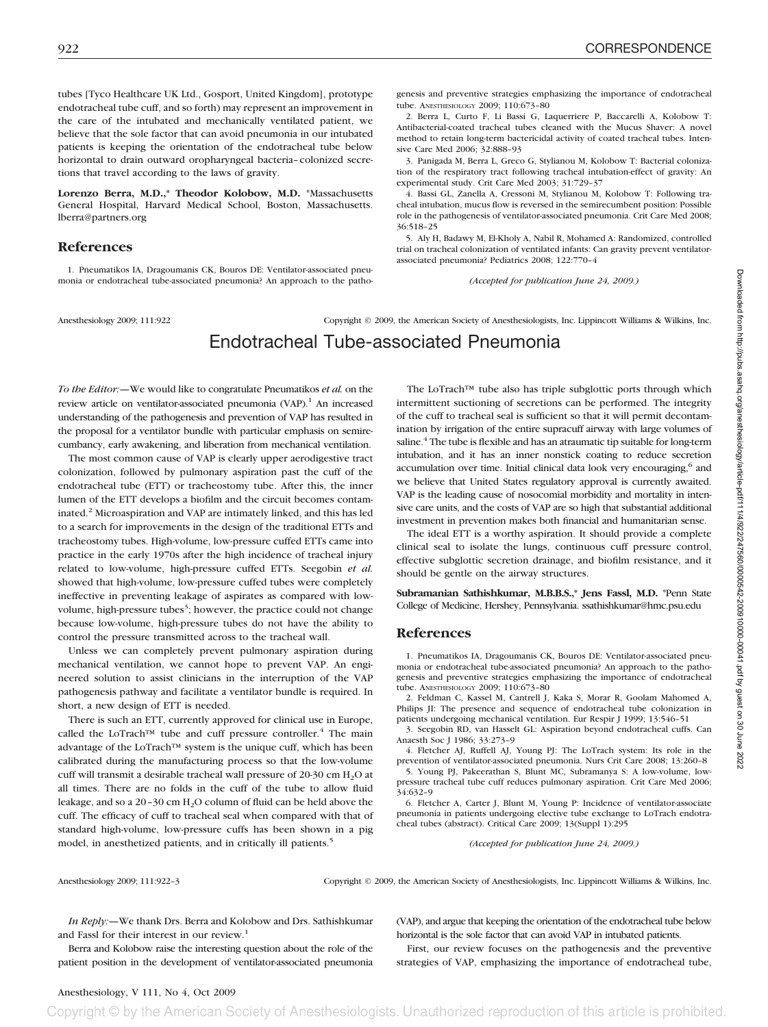tubes [Tyco Healthcare UK Ltd., Gosport, United Kingdom], prototype endotracheal tube cuff, and so forth) may represent an improvement in the care of the intubated and mechanically ventilated patient, we believe that the sole factor that can avoid pneumonia in our intubated patients is keeping the orientation of the endotracheal tube below horizontal to drain outward oropharyngeal bacteria–colonized secretions that travel according to the laws of gravity.

**Lorenzo Berra, M.D.,\* Theodor Kolobow, M.D.** \*Massachusetts General Hospital, Harvard Medical School, Boston, Massachusetts. lberra@partners.org

## References

1. Pneumatikos IA, Dragoumanis CK, Bouros DE: Ventilator-associated pneumonia or endotracheal tube-associated pneumonia? An approach to the pathogenesis and preventive strategies emphasizing the importance of endotracheal tube. Anesthesiology 2009; 110:673–80
2. Berra L, Curto F, Li Bassi G, Laquerriere P, Baccarelli A, Kolobow T: Antibacterial-coated tracheal tubes cleaned with the Mucus Shaver: A novel method to retain long-term bactericidal activity of coated tracheal tubes. Intensive Care Med 2006; 32:888–93
3. Panigada M, Berra L, Greco G, Stylianou M, Kolobow T: Bacterial colonization of the respiratory tract following tracheal intubation-effect of gravity: An experimental study. Crit Care Med 2003; 31:729–37
4. Bassi GL, Zanella A, Cressoni M, Stylianou M, Kolobow T: Following tracheal intubation, mucus flow is reversed in the semirecumbent position: Possible role in the pathogenesis of ventilator-associated pneumonia. Crit Care Med 2008; 36:518–25
5. Aly H, Badawy M, El-Kholy A, Nabil R, Mohamed A: Randomized, controlled trial on tracheal colonization of ventilated infants: Can gravity prevent ventilator-associated pneumonia? Pediatrics 2008; 122:770–4

*(Accepted for publication June 24, 2009.)*

# Endotracheal Tube-associated Pneumonia

*To the Editor:*—We would like to congratulate Pneumatikos *et al.* on the review article on ventilator-associated pneumonia (VAP).[1] An increased understanding of the pathogenesis and prevention of VAP has resulted in the proposal for a ventilator bundle with particular emphasis on semirecumbancy, early awakening, and liberation from mechanical ventilation.

The most common cause of VAP is clearly upper aerodigestive tract colonization, followed by pulmonary aspiration past the cuff of the endotracheal tube (ETT) or tracheostomy tube. After this, the inner lumen of the ETT develops a biofilm and the circuit becomes contaminated.[2] Microaspiration and VAP are intimately linked, and this has led to a search for improvements in the design of the traditional ETTs and tracheostomy tubes. High-volume, low-pressure cuffed ETTs came into practice in the early 1970s after the high incidence of tracheal injury related to low-volume, high-pressure cuffed ETTs. Seegobin *et al.* showed that high-volume, low-pressure cuffed tubes were completely ineffective in preventing leakage of aspirates as compared with low-volume, high-pressure tubes[3]; however, the practice could not change because low-volume, high-pressure tubes do not have the ability to control the pressure transmitted across to the tracheal wall.

Unless we can completely prevent pulmonary aspiration during mechanical ventilation, we cannot hope to prevent VAP. An engineered solution to assist clinicians in the interruption of the VAP pathogenesis pathway and facilitate a ventilator bundle is required. In short, a new design of ETT is needed.

There is such an ETT, currently approved for clinical use in Europe, called the LoTrach™ tube and cuff pressure controller.[4] The main advantage of the LoTrach™ system is the unique cuff, which has been calibrated during the manufacturing process so that the low-volume cuff will transmit a desirable tracheal wall pressure of 20-30 cm $H_2O$ at all times. There are no folds in the cuff of the tube to allow fluid leakage, and so a 20–30 cm $H_2O$ column of fluid can be held above the cuff. The efficacy of cuff to tracheal seal when compared with that of standard high-volume, low-pressure cuffs has been shown in a pig model, in anesthetized patients, and in critically ill patients.[5]

The LoTrach™ tube also has triple subglottic ports through which intermittent suctioning of secretions can be performed. The integrity of the cuff to tracheal seal is sufficient so that it will permit decontamination by irrigation of the entire supracuff airway with large volumes of saline.[4] The tube is flexible and has an atraumatic tip suitable for long-term intubation, and it has an inner nonstick coating to reduce secretion accumulation over time. Initial clinical data look very encouraging,[6] and we believe that United States regulatory approval is currently awaited. VAP is the leading cause of nosocomial morbidity and mortality in intensive care units, and the costs of VAP are so high that substantial additional investment in prevention makes both financial and humanitarian sense.

The ideal ETT is a worthy aspiration. It should provide a complete clinical seal to isolate the lungs, continuous cuff pressure control, effective subglottic secretion drainage, and biofilm resistance, and it should be gentle on the airway structures.

**Subramanian Sathishkumar, M.B.B.S.,\* Jens Fassl, M.D.** \*Penn State College of Medicine, Hershey, Pennsylvania. ssathishkumar@hmc.psu.edu

## References

1. Pneumatikos IA, Dragoumanis CK, Bouros DE: Ventilator-associated pneumonia or endotracheal tube-associated pneumonia? An approach to the pathogenesis and preventive strategies emphasizing the importance of endotracheal tube. Anesthesiology 2009; 110:673–80
2. Feldman C, Kassel M, Cantrell J, Kaka S, Morar R, Goolam Mahomed A, Philips JI: The presence and sequence of endotracheal tube colonization in patients undergoing mechanical ventilation. Eur Respir J 1999; 13:546–51
3. Seegobin RD, van Hasselt GL: Aspiration beyond endotracheal cuffs. Can Anaesth Soc J 1986; 33:273–9
4. Fletcher AJ, Ruffell AJ, Young PJ: The LoTrach system: Its role in the prevention of ventilator-associated pneumonia. Nurs Crit Care 2008; 13:260–8
5. Young PJ, Pakeerathan S, Blunt MC, Subramanya S: A low-volume, low-pressure tracheal tube cuff reduces pulmonary aspiration. Crit Care Med 2006; 34:632–9
6. Fletcher A, Carter J, Blunt M, Young P: Incidence of ventilator-associate pneumonia in patients undergoing elective tube exchange to LoTrach endotracheal tubes (abstract). Critical Care 2009; 13(Suppl 1):295

*(Accepted for publication June 24, 2009.)*

*In Reply:*—We thank Drs. Berra and Kolobow and Drs. Sathishkumar and Fassl for their interest in our review.[1]

Berra and Kolobow raise the interesting question about the role of the patient position in the development of ventilator-associated pneumonia (VAP), and argue that keeping the orientation of the endotracheal tube below horizontal is the sole factor that can avoid VAP in intubated patients.

First, our review focuses on the pathogenesis and the preventive strategies of VAP, emphasizing the importance of endotracheal tube,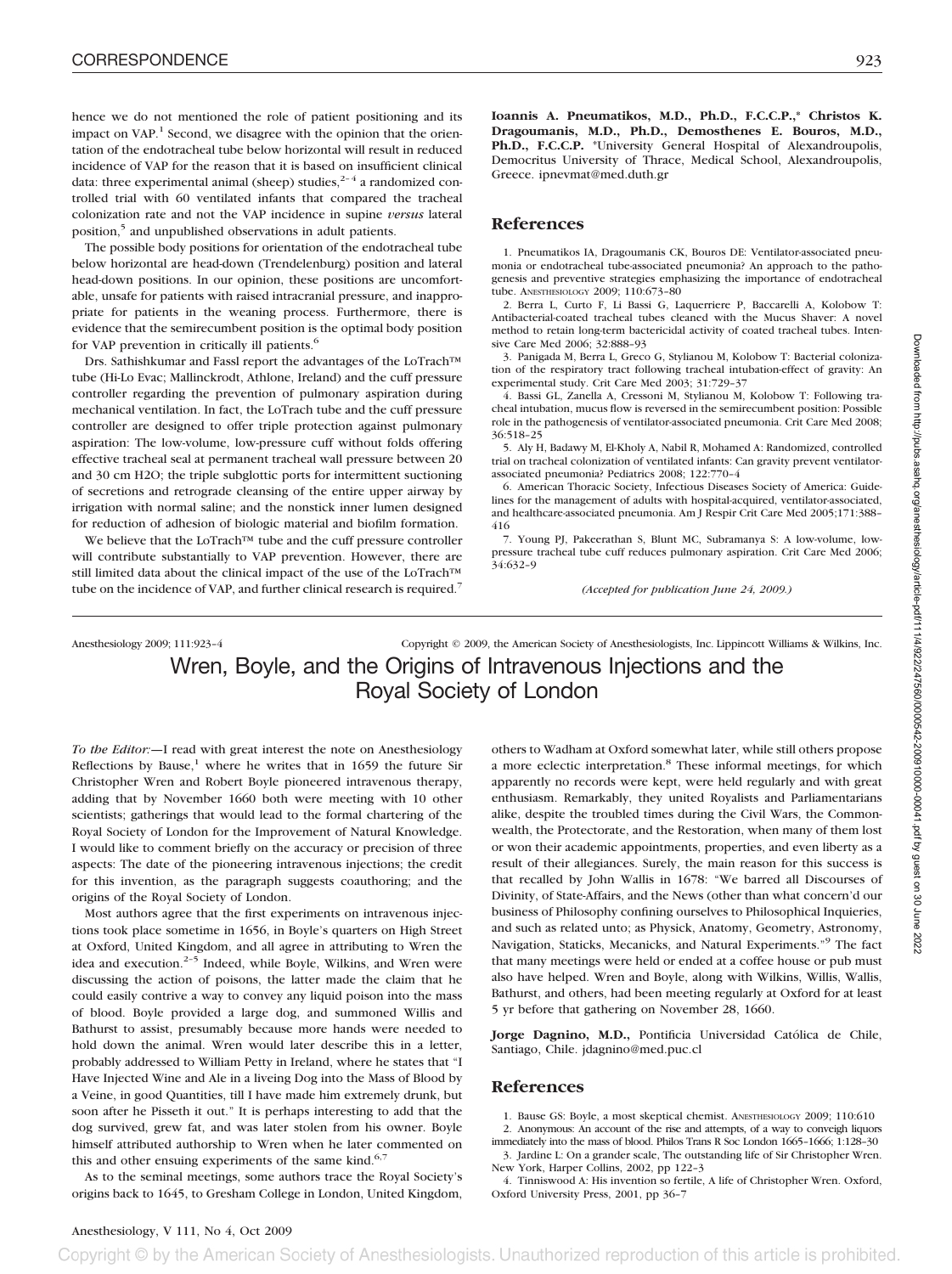hence we do not mentioned the role of patient positioning and its impact on VAP.[1] Second, we disagree with the opinion that the orientation of the endotracheal tube below horizontal will result in reduced incidence of VAP for the reason that it is based on insufficient clinical data: three experimental animal (sheep) studies,[2–4] a randomized controlled trial with 60 ventilated infants that compared the tracheal colonization rate and not the VAP incidence in supine *versus* lateral position,[5] and unpublished observations in adult patients.

The possible body positions for orientation of the endotracheal tube below horizontal are head-down (Trendelenburg) position and lateral head-down positions. In our opinion, these positions are uncomfortable, unsafe for patients with raised intracranial pressure, and inappropriate for patients in the weaning process. Furthermore, there is evidence that the semirecumbent position is the optimal body position for VAP prevention in critically ill patients.[6]

Drs. Sathishkumar and Fassl report the advantages of the LoTrach™ tube (Hi-Lo Evac; Mallinckrodt, Athlone, Ireland) and the cuff pressure controller regarding the prevention of pulmonary aspiration during mechanical ventilation. In fact, the LoTrach tube and the cuff pressure controller are designed to offer triple protection against pulmonary aspiration: The low-volume, low-pressure cuff without folds offering effective tracheal seal at permanent tracheal wall pressure between 20 and 30 cm H2O; the triple subglottic ports for intermittent suctioning of secretions and retrograde cleansing of the entire upper airway by irrigation with normal saline; and the nonstick inner lumen designed for reduction of adhesion of biologic material and biofilm formation.

We believe that the LoTrach™ tube and the cuff pressure controller will contribute substantially to VAP prevention. However, there are still limited data about the clinical impact of the use of the LoTrach™ tube on the incidence of VAP, and further clinical research is required.[7]

**Ioannis A. Pneumatikos, M.D., Ph.D., F.C.C.P.,\* Christos K. Dragoumanis, M.D., Ph.D., Demosthenes E. Bouros, M.D., Ph.D., F.C.C.P.** \*University General Hospital of Alexandroupolis, Democritus University of Thrace, Medical School, Alexandroupolis, Greece. ipnevmat@med.duth.gr

## References

1. Pneumatikos IA, Dragoumanis CK, Bouros DE: Ventilator-associated pneumonia or endotracheal tube-associated pneumonia? An approach to the pathogenesis and preventive strategies emphasizing the importance of endotracheal tube. ANESTHESIOLOGY 2009; 110:673–80
2. Berra L, Curto F, Li Bassi G, Laquerriere P, Baccarelli A, Kolobow T: Antibacterial-coated tracheal tubes cleaned with the Mucus Shaver: A novel method to retain long-term bactericidal activity of coated tracheal tubes. Intensive Care Med 2006; 32:888–93
3. Panigada M, Berra L, Greco G, Stylianou M, Kolobow T: Bacterial colonization of the respiratory tract following tracheal intubation-effect of gravity: An experimental study. Crit Care Med 2003; 31:729–37
4. Bassi GL, Zanella A, Cressoni M, Stylianou M, Kolobow T: Following tracheal intubation, mucus flow is reversed in the semirecumbent position: Possible role in the pathogenesis of ventilator-associated pneumonia. Crit Care Med 2008; 36:518–25
5. Aly H, Badawy M, El-Kholy A, Nabil R, Mohamed A: Randomized, controlled trial on tracheal colonization of ventilated infants: Can gravity prevent ventilator-associated pneumonia? Pediatrics 2008; 122:770–4
6. American Thoracic Society, Infectious Diseases Society of America: Guidelines for the management of adults with hospital-acquired, ventilator-associated, and healthcare-associated pneumonia. Am J Respir Crit Care Med 2005;171:388–416
7. Young PJ, Pakeerathan S, Blunt MC, Subramanya S: A low-volume, low-pressure tracheal tube cuff reduces pulmonary aspiration. Crit Care Med 2006; 34:632–9

*(Accepted for publication June 24, 2009.)*

# Wren, Boyle, and the Origins of Intravenous Injections and the Royal Society of London

*To the Editor:*—I read with great interest the note on Anesthesiology Reflections by Bause,[1] where he writes that in 1659 the future Sir Christopher Wren and Robert Boyle pioneered intravenous therapy, adding that by November 1660 both were meeting with 10 other scientists; gatherings that would lead to the formal chartering of the Royal Society of London for the Improvement of Natural Knowledge. I would like to comment briefly on the accuracy or precision of three aspects: The date of the pioneering intravenous injections; the credit for this invention, as the paragraph suggests coauthoring; and the origins of the Royal Society of London.

Most authors agree that the first experiments on intravenous injections took place sometime in 1656, in Boyle's quarters on High Street at Oxford, United Kingdom, and all agree in attributing to Wren the idea and execution.[2–5] Indeed, while Boyle, Wilkins, and Wren were discussing the action of poisons, the latter made the claim that he could easily contrive a way to convey any liquid poison into the mass of blood. Boyle provided a large dog, and summoned Willis and Bathurst to assist, presumably because more hands were needed to hold down the animal. Wren would later describe this in a letter, probably addressed to William Petty in Ireland, where he states that "I Have Injected Wine and Ale in a liveing Dog into the Mass of Blood by a Veine, in good Quantities, till I have made him extremely drunk, but soon after he Pisseth it out." It is perhaps interesting to add that the dog survived, grew fat, and was later stolen from his owner. Boyle himself attributed authorship to Wren when he later commented on this and other ensuing experiments of the same kind.[6,7]

As to the seminal meetings, some authors trace the Royal Society's origins back to 1645, to Gresham College in London, United Kingdom, others to Wadham at Oxford somewhat later, while still others propose a more eclectic interpretation.[8] These informal meetings, for which apparently no records were kept, were held regularly and with great enthusiasm. Remarkably, they united Royalists and Parliamentarians alike, despite the troubled times during the Civil Wars, the Commonwealth, the Protectorate, and the Restoration, when many of them lost or won their academic appointments, properties, and even liberty as a result of their allegiances. Surely, the main reason for this success is that recalled by John Wallis in 1678: "We barred all Discourses of Divinity, of State-Affairs, and the News (other than what concern'd our business of Philosophy confining ourselves to Philosophical Inquieries, and such as related unto; as Physick, Anatomy, Geometry, Astronomy, Navigation, Staticks, Mecanicks, and Natural Experiments."[9] The fact that many meetings were held or ended at a coffee house or pub must also have helped. Wren and Boyle, along with Wilkins, Willis, Wallis, Bathurst, and others, had been meeting regularly at Oxford for at least 5 yr before that gathering on November 28, 1660.

**Jorge Dagnino, M.D.,** Pontificia Universidad Católica de Chile, Santiago, Chile. jdagnino@med.puc.cl

## References

1. Bause GS: Boyle, a most skeptical chemist. ANESTHESIOLOGY 2009; 110:610
2. Anonymous: An account of the rise and attempts, of a way to conveigh liquors immediately into the mass of blood. Philos Trans R Soc London 1665–1666; 1:128–30
3. Jardine L: On a grander scale, The outstanding life of Sir Christopher Wren. New York, Harper Collins, 2002, pp 122–3
4. Tinniswood A: His invention so fertile, A life of Christopher Wren. Oxford, Oxford University Press, 2001, pp 36–7